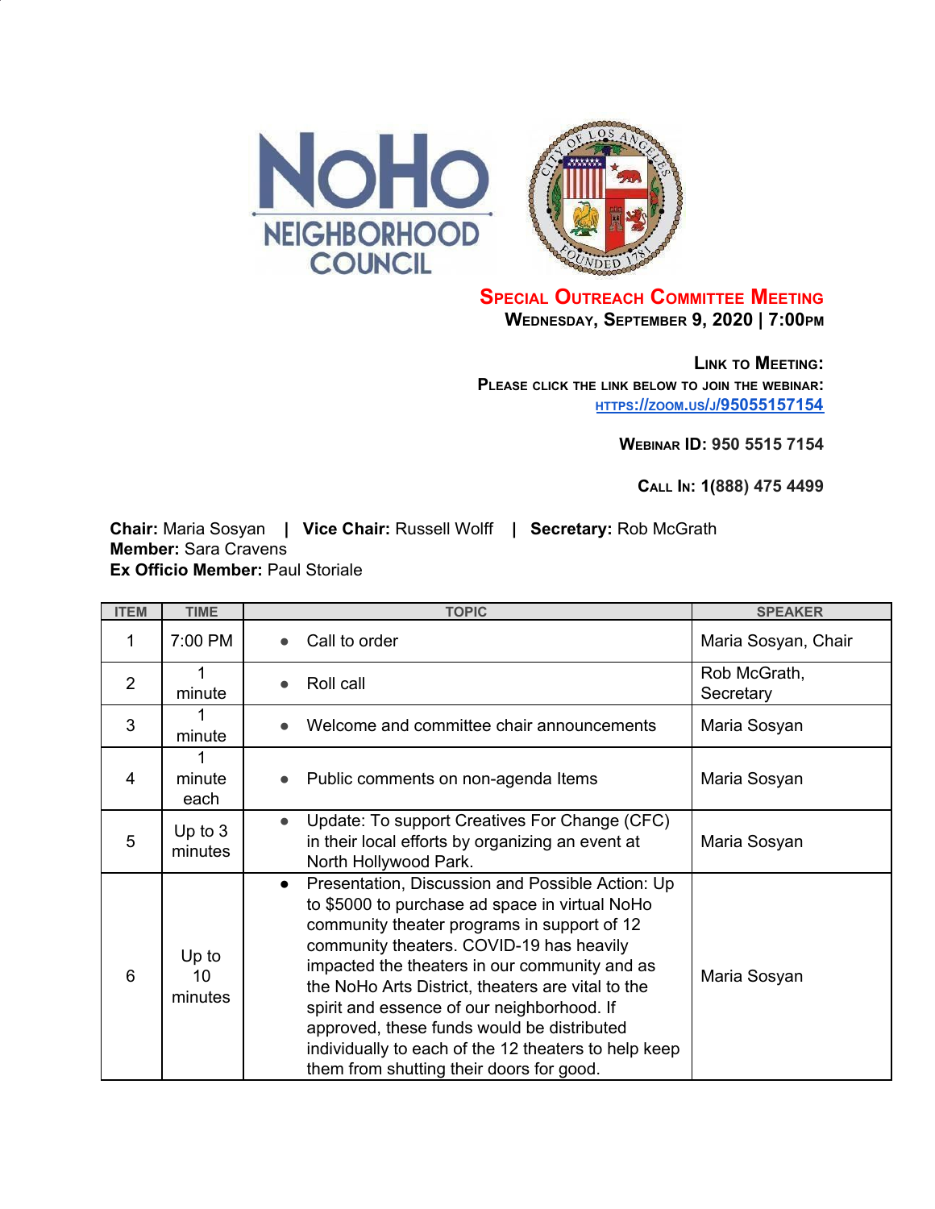# Special Outreach Committee Meeting

**Wednesday, September 9, 2020 | 7:00pm**

**Link to Meeting:**
**Please click the link below to join the webinar:**
**[https://zoom.us/j/95055157154](https://zoom.us/j/95055157154)**

**Webinar ID: 950 5515 7154**

**Call In: 1(888) 475 4499**

**Chair:** Maria Sosyan | **Vice Chair:** Russell Wolff | **Secretary:** Rob McGrath
**Member:** Sara Cravens
**Ex Officio Member:** Paul Storiale

| ITEM | TIME | TOPIC | SPEAKER |
|---|---|---|---|
| 1 | 7:00 PM | • Call to order | Maria Sosyan, Chair |
| 2 | 1 minute | • Roll call | Rob McGrath, Secretary |
| 3 | 1 minute | • Welcome and committee chair announcements | Maria Sosyan |
| 4 | 1 minute each | • Public comments on non-agenda Items | Maria Sosyan |
| 5 | Up to 3 minutes | • Update: To support Creatives For Change (CFC) in their local efforts by organizing an event at North Hollywood Park. | Maria Sosyan |
| 6 | Up to 10 minutes | • Presentation, Discussion and Possible Action: Up to $5000 to purchase ad space in virtual NoHo community theater programs in support of 12 community theaters. COVID-19 has heavily impacted the theaters in our community and as the NoHo Arts District, theaters are vital to the spirit and essence of our neighborhood. If approved, these funds would be distributed individually to each of the 12 theaters to help keep them from shutting their doors for good. | Maria Sosyan |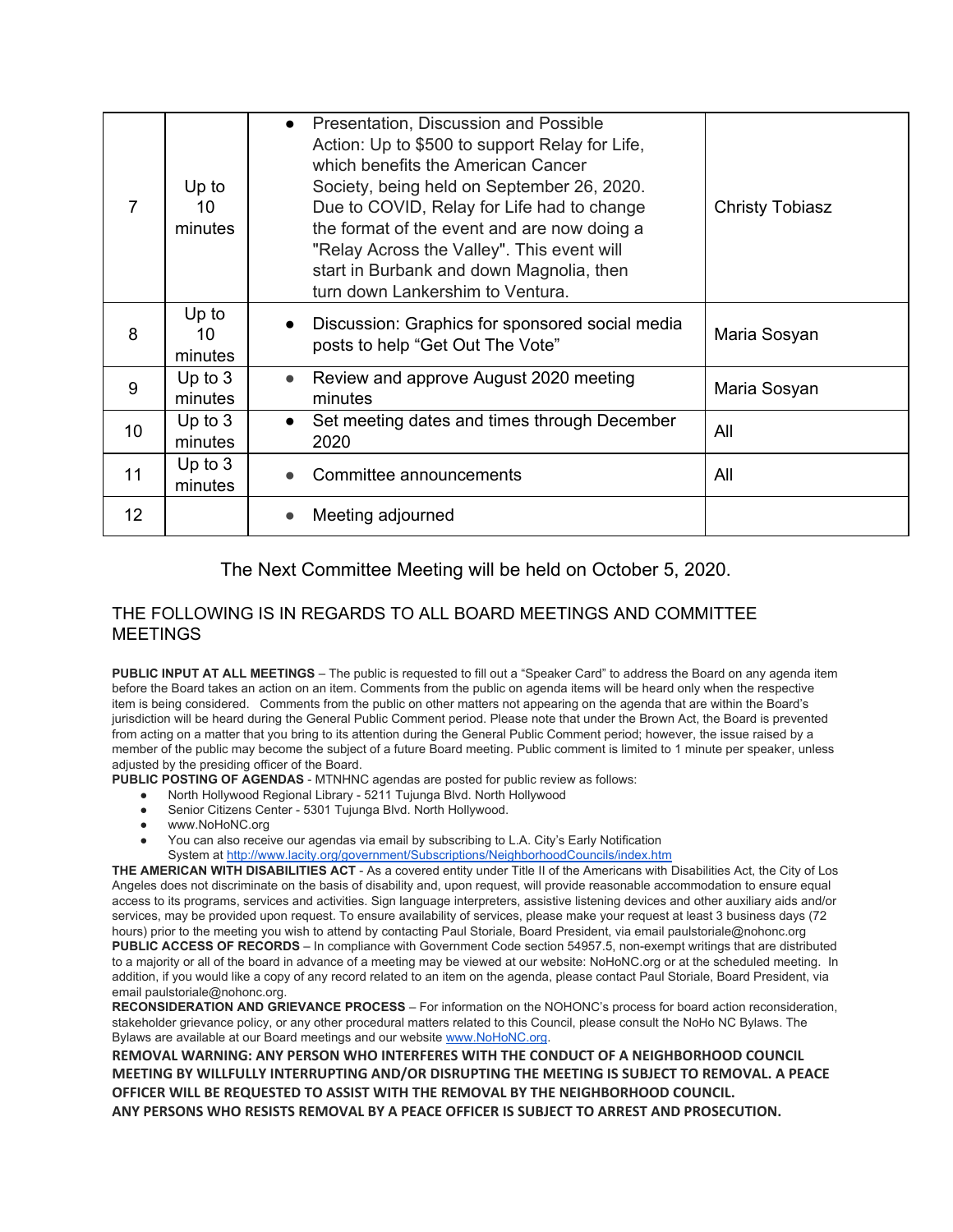| | | | |
|---|---|---|---|
| 7 | Up to 10 minutes | • Presentation, Discussion and Possible Action: Up to $500 to support Relay for Life, which benefits the American Cancer Society, being held on September 26, 2020. Due to COVID, Relay for Life had to change the format of the event and are now doing a "Relay Across the Valley". This event will start in Burbank and down Magnolia, then turn down Lankershim to Ventura. | Christy Tobiasz |
| 8 | Up to 10 minutes | • Discussion: Graphics for sponsored social media posts to help "Get Out The Vote" | Maria Sosyan |
| 9 | Up to 3 minutes | • Review and approve August 2020 meeting minutes | Maria Sosyan |
| 10 | Up to 3 minutes | • Set meeting dates and times through December 2020 | All |
| 11 | Up to 3 minutes | • Committee announcements | All |
| 12 | | • Meeting adjourned | |

The Next Committee Meeting will be held on October 5, 2020.

## THE FOLLOWING IS IN REGARDS TO ALL BOARD MEETINGS AND COMMITTEE MEETINGS

**PUBLIC INPUT AT ALL MEETINGS** – The public is requested to fill out a "Speaker Card" to address the Board on any agenda item before the Board takes an action on an item. Comments from the public on agenda items will be heard only when the respective item is being considered. Comments from the public on other matters not appearing on the agenda that are within the Board's jurisdiction will be heard during the General Public Comment period. Please note that under the Brown Act, the Board is prevented from acting on a matter that you bring to its attention during the General Public Comment period; however, the issue raised by a member of the public may become the subject of a future Board meeting. Public comment is limited to 1 minute per speaker, unless adjusted by the presiding officer of the Board.

**PUBLIC POSTING OF AGENDAS** - MTNHNC agendas are posted for public review as follows:

- North Hollywood Regional Library - 5211 Tujunga Blvd. North Hollywood
- Senior Citizens Center - 5301 Tujunga Blvd. North Hollywood.
- www.NoHoNC.org
- You can also receive our agendas via email by subscribing to L.A. City's Early Notification System at http://www.lacity.org/government/Subscriptions/NeighborhoodCouncils/index.htm

**THE AMERICAN WITH DISABILITIES ACT** - As a covered entity under Title II of the Americans with Disabilities Act, the City of Los Angeles does not discriminate on the basis of disability and, upon request, will provide reasonable accommodation to ensure equal access to its programs, services and activities. Sign language interpreters, assistive listening devices and other auxiliary aids and/or services, may be provided upon request. To ensure availability of services, please make your request at least 3 business days (72 hours) prior to the meeting you wish to attend by contacting Paul Storiale, Board President, via email paulstoriale@nohonc.org

**PUBLIC ACCESS OF RECORDS** – In compliance with Government Code section 54957.5, non-exempt writings that are distributed to a majority or all of the board in advance of a meeting may be viewed at our website: NoHoNC.org or at the scheduled meeting. In addition, if you would like a copy of any record related to an item on the agenda, please contact Paul Storiale, Board President, via email paulstoriale@nohonc.org.

**RECONSIDERATION AND GRIEVANCE PROCESS** – For information on the NOHONC's process for board action reconsideration, stakeholder grievance policy, or any other procedural matters related to this Council, please consult the NoHo NC Bylaws. The Bylaws are available at our Board meetings and our website www.NoHoNC.org.

**REMOVAL WARNING: ANY PERSON WHO INTERFERES WITH THE CONDUCT OF A NEIGHBORHOOD COUNCIL MEETING BY WILLFULLY INTERRUPTING AND/OR DISRUPTING THE MEETING IS SUBJECT TO REMOVAL. A PEACE OFFICER WILL BE REQUESTED TO ASSIST WITH THE REMOVAL BY THE NEIGHBORHOOD COUNCIL.**
**ANY PERSONS WHO RESISTS REMOVAL BY A PEACE OFFICER IS SUBJECT TO ARREST AND PROSECUTION.**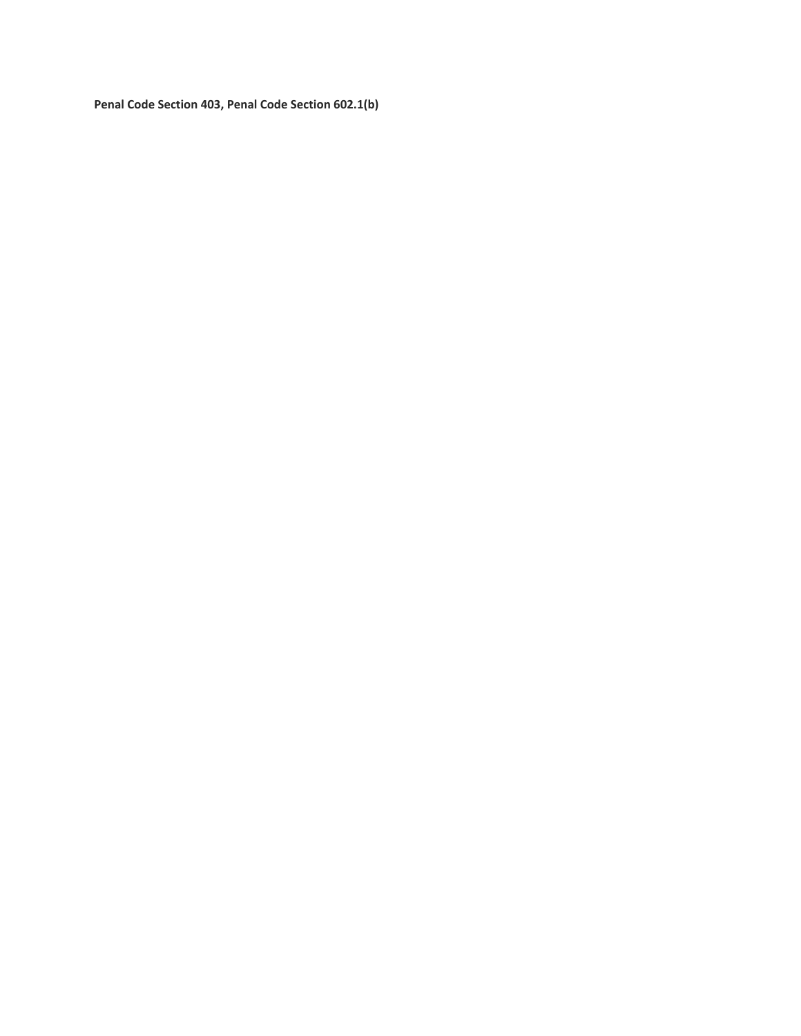**Penal Code Section 403, Penal Code Section 602.1(b)**